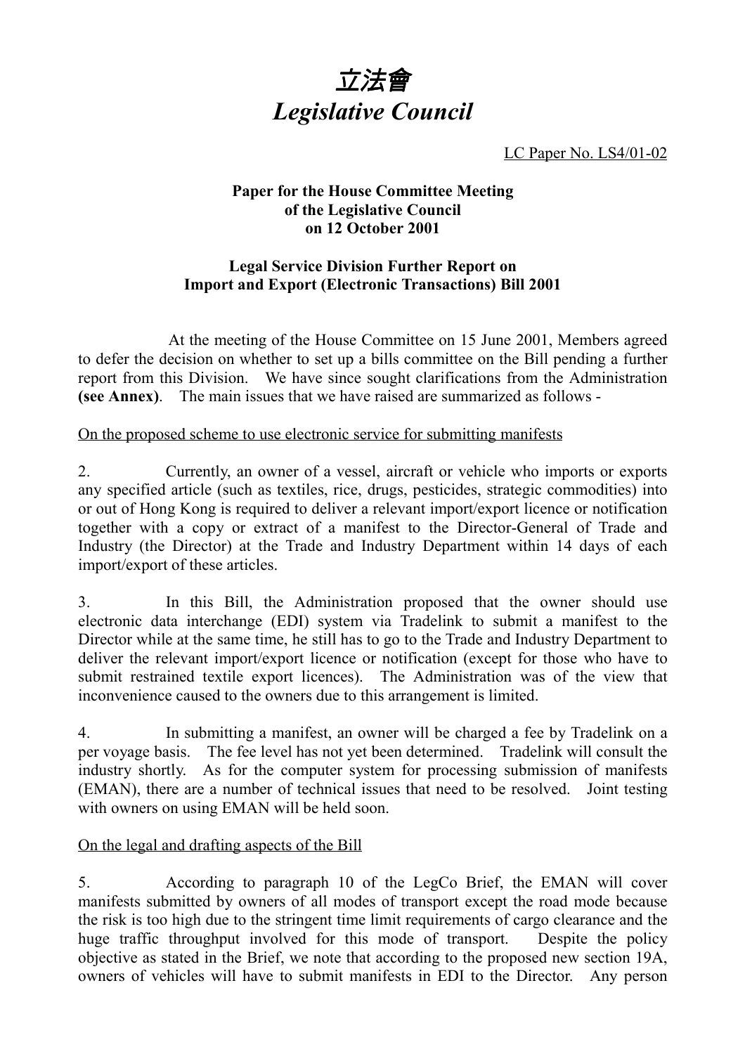# 立法會
# *Legislative Council*

LC Paper No. LS4/01-02

**Paper for the House Committee Meeting of the Legislative Council on 12 October 2001**

**Legal Service Division Further Report on Import and Export (Electronic Transactions) Bill 2001**

At the meeting of the House Committee on 15 June 2001, Members agreed to defer the decision on whether to set up a bills committee on the Bill pending a further report from this Division. We have since sought clarifications from the Administration **(see Annex)**. The main issues that we have raised are summarized as follows -

On the proposed scheme to use electronic service for submitting manifests

2. Currently, an owner of a vessel, aircraft or vehicle who imports or exports any specified article (such as textiles, rice, drugs, pesticides, strategic commodities) into or out of Hong Kong is required to deliver a relevant import/export licence or notification together with a copy or extract of a manifest to the Director-General of Trade and Industry (the Director) at the Trade and Industry Department within 14 days of each import/export of these articles.

3. In this Bill, the Administration proposed that the owner should use electronic data interchange (EDI) system via Tradelink to submit a manifest to the Director while at the same time, he still has to go to the Trade and Industry Department to deliver the relevant import/export licence or notification (except for those who have to submit restrained textile export licences). The Administration was of the view that inconvenience caused to the owners due to this arrangement is limited.

4. In submitting a manifest, an owner will be charged a fee by Tradelink on a per voyage basis. The fee level has not yet been determined. Tradelink will consult the industry shortly. As for the computer system for processing submission of manifests (EMAN), there are a number of technical issues that need to be resolved. Joint testing with owners on using EMAN will be held soon.

On the legal and drafting aspects of the Bill

5. According to paragraph 10 of the LegCo Brief, the EMAN will cover manifests submitted by owners of all modes of transport except the road mode because the risk is too high due to the stringent time limit requirements of cargo clearance and the huge traffic throughput involved for this mode of transport. Despite the policy objective as stated in the Brief, we note that according to the proposed new section 19A, owners of vehicles will have to submit manifests in EDI to the Director. Any person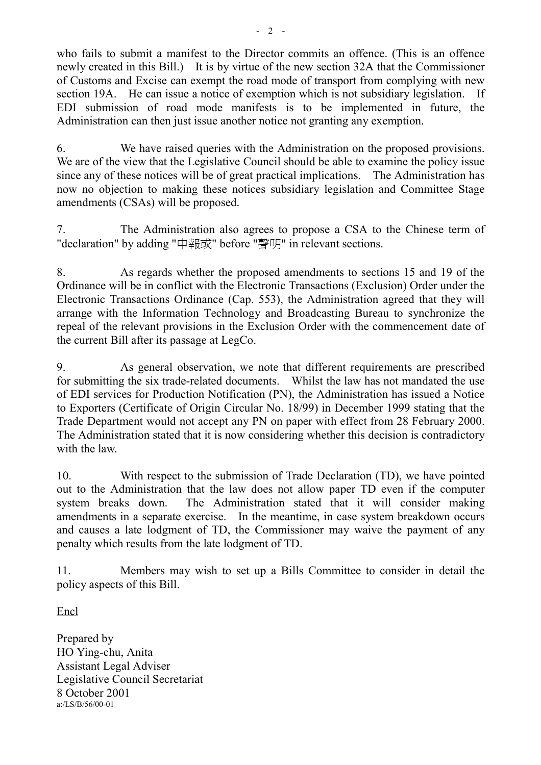who fails to submit a manifest to the Director commits an offence. (This is an offence newly created in this Bill.) It is by virtue of the new section 32A that the Commissioner of Customs and Excise can exempt the road mode of transport from complying with new section 19A. He can issue a notice of exemption which is not subsidiary legislation. If EDI submission of road mode manifests is to be implemented in future, the Administration can then just issue another notice not granting any exemption.

6. We have raised queries with the Administration on the proposed provisions. We are of the view that the Legislative Council should be able to examine the policy issue since any of these notices will be of great practical implications. The Administration has now no objection to making these notices subsidiary legislation and Committee Stage amendments (CSAs) will be proposed.

7. The Administration also agrees to propose a CSA to the Chinese term of "declaration" by adding "申報或" before "聲明" in relevant sections.

8. As regards whether the proposed amendments to sections 15 and 19 of the Ordinance will be in conflict with the Electronic Transactions (Exclusion) Order under the Electronic Transactions Ordinance (Cap. 553), the Administration agreed that they will arrange with the Information Technology and Broadcasting Bureau to synchronize the repeal of the relevant provisions in the Exclusion Order with the commencement date of the current Bill after its passage at LegCo.

9. As general observation, we note that different requirements are prescribed for submitting the six trade-related documents. Whilst the law has not mandated the use of EDI services for Production Notification (PN), the Administration has issued a Notice to Exporters (Certificate of Origin Circular No. 18/99) in December 1999 stating that the Trade Department would not accept any PN on paper with effect from 28 February 2000. The Administration stated that it is now considering whether this decision is contradictory with the law.

10. With respect to the submission of Trade Declaration (TD), we have pointed out to the Administration that the law does not allow paper TD even if the computer system breaks down. The Administration stated that it will consider making amendments in a separate exercise. In the meantime, in case system breakdown occurs and causes a late lodgment of TD, the Commissioner may waive the payment of any penalty which results from the late lodgment of TD.

11. Members may wish to set up a Bills Committee to consider in detail the policy aspects of this Bill.

Encl

Prepared by
HO Ying-chu, Anita
Assistant Legal Adviser
Legislative Council Secretariat
8 October 2001
a:/LS/B/56/00-01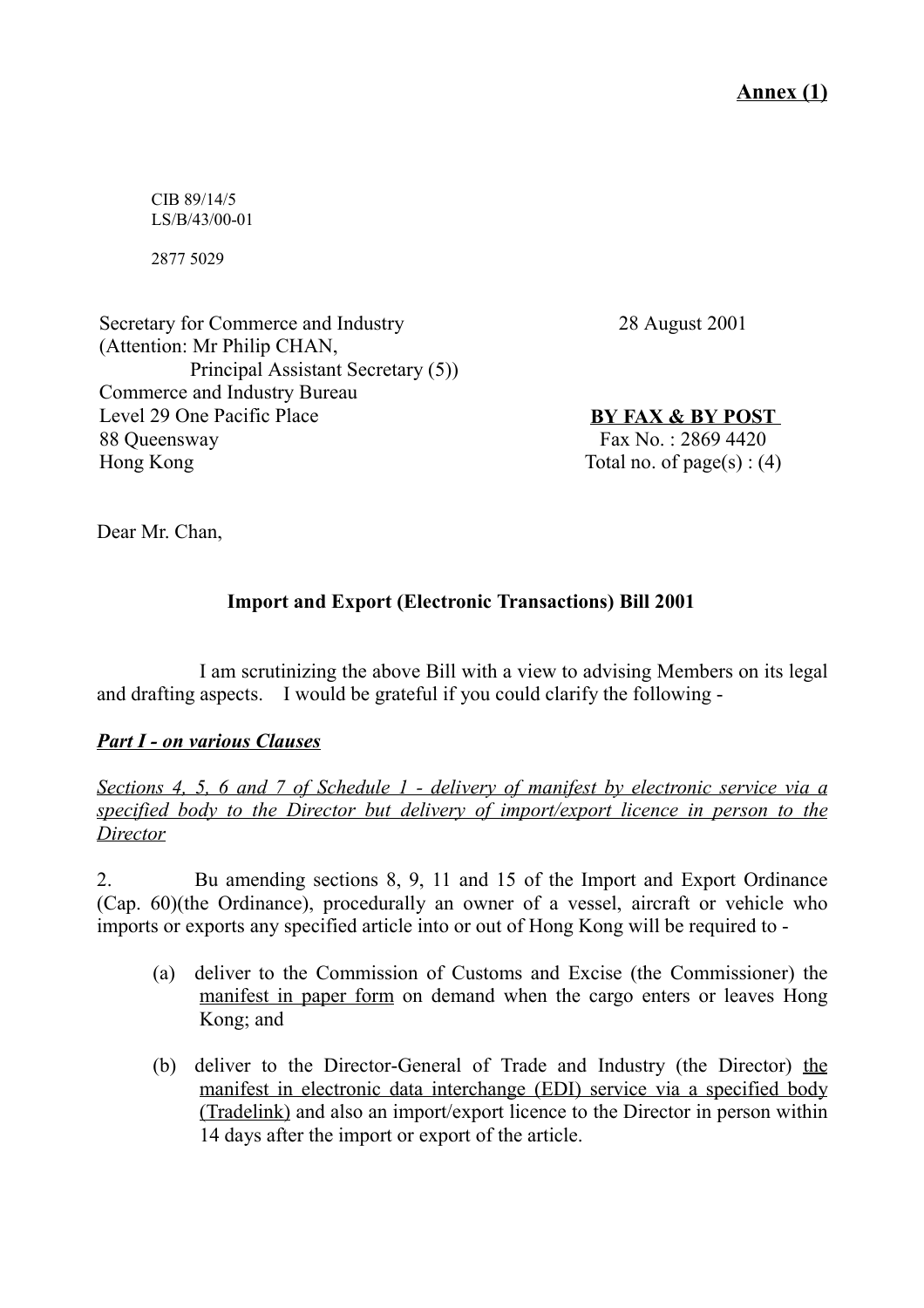**Annex (1)**

CIB 89/14/5
LS/B/43/00-01

2877 5029

Secretary for Commerce and Industry
(Attention: Mr Philip CHAN,
Principal Assistant Secretary (5))
Commerce and Industry Bureau
Level 29 One Pacific Place
88 Queensway
Hong Kong

28 August 2001

**BY FAX & BY POST**
Fax No. : 2869 4420
Total no. of page(s) : (4)

Dear Mr. Chan,

**Import and Export (Electronic Transactions) Bill 2001**

I am scrutinizing the above Bill with a view to advising Members on its legal and drafting aspects. I would be grateful if you could clarify the following -

***Part I - on various Clauses***

*Sections 4, 5, 6 and 7 of Schedule 1 - delivery of manifest by electronic service via a specified body to the Director but delivery of import/export licence in person to the Director*

2. Bu amending sections 8, 9, 11 and 15 of the Import and Export Ordinance (Cap. 60)(the Ordinance), procedurally an owner of a vessel, aircraft or vehicle who imports or exports any specified article into or out of Hong Kong will be required to -

(a) deliver to the Commission of Customs and Excise (the Commissioner) the manifest in paper form on demand when the cargo enters or leaves Hong Kong; and

(b) deliver to the Director-General of Trade and Industry (the Director) the manifest in electronic data interchange (EDI) service via a specified body (Tradelink) and also an import/export licence to the Director in person within 14 days after the import or export of the article.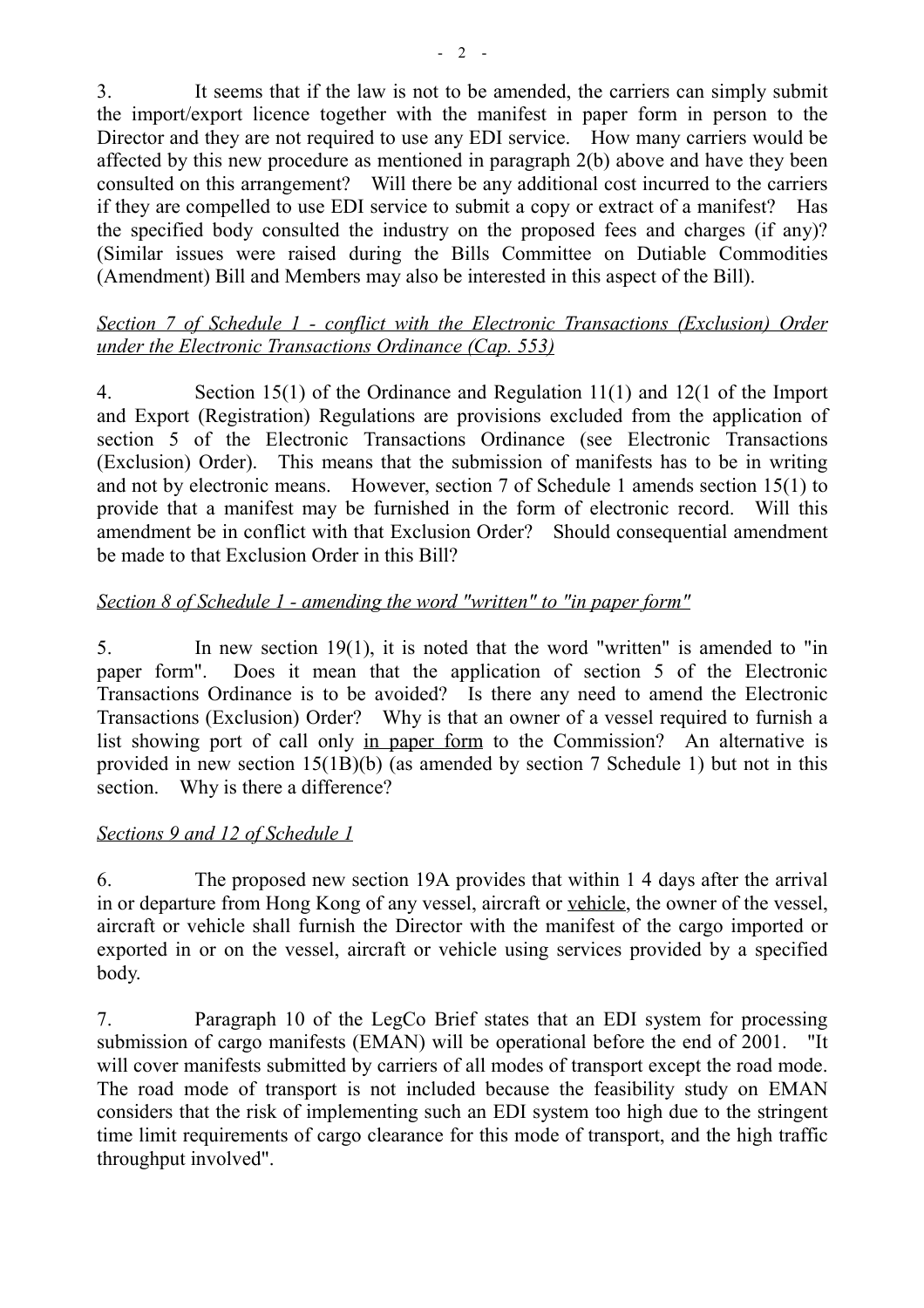3. It seems that if the law is not to be amended, the carriers can simply submit the import/export licence together with the manifest in paper form in person to the Director and they are not required to use any EDI service. How many carriers would be affected by this new procedure as mentioned in paragraph 2(b) above and have they been consulted on this arrangement? Will there be any additional cost incurred to the carriers if they are compelled to use EDI service to submit a copy or extract of a manifest? Has the specified body consulted the industry on the proposed fees and charges (if any)? (Similar issues were raised during the Bills Committee on Dutiable Commodities (Amendment) Bill and Members may also be interested in this aspect of the Bill).

*Section 7 of Schedule 1 - conflict with the Electronic Transactions (Exclusion) Order under the Electronic Transactions Ordinance (Cap. 553)*

4. Section 15(1) of the Ordinance and Regulation 11(1) and 12(1 of the Import and Export (Registration) Regulations are provisions excluded from the application of section 5 of the Electronic Transactions Ordinance (see Electronic Transactions (Exclusion) Order). This means that the submission of manifests has to be in writing and not by electronic means. However, section 7 of Schedule 1 amends section 15(1) to provide that a manifest may be furnished in the form of electronic record. Will this amendment be in conflict with that Exclusion Order? Should consequential amendment be made to that Exclusion Order in this Bill?

*Section 8 of Schedule 1 - amending the word "written" to "in paper form"*

5. In new section 19(1), it is noted that the word "written" is amended to "in paper form". Does it mean that the application of section 5 of the Electronic Transactions Ordinance is to be avoided? Is there any need to amend the Electronic Transactions (Exclusion) Order? Why is that an owner of a vessel required to furnish a list showing port of call only <u>in paper form</u> to the Commission? An alternative is provided in new section 15(1B)(b) (as amended by section 7 Schedule 1) but not in this section. Why is there a difference?

*Sections 9 and 12 of Schedule 1*

6. The proposed new section 19A provides that within 1 4 days after the arrival in or departure from Hong Kong of any vessel, aircraft or <u>vehicle</u>, the owner of the vessel, aircraft or vehicle shall furnish the Director with the manifest of the cargo imported or exported in or on the vessel, aircraft or vehicle using services provided by a specified body.

7. Paragraph 10 of the LegCo Brief states that an EDI system for processing submission of cargo manifests (EMAN) will be operational before the end of 2001. "It will cover manifests submitted by carriers of all modes of transport except the road mode. The road mode of transport is not included because the feasibility study on EMAN considers that the risk of implementing such an EDI system too high due to the stringent time limit requirements of cargo clearance for this mode of transport, and the high traffic throughput involved".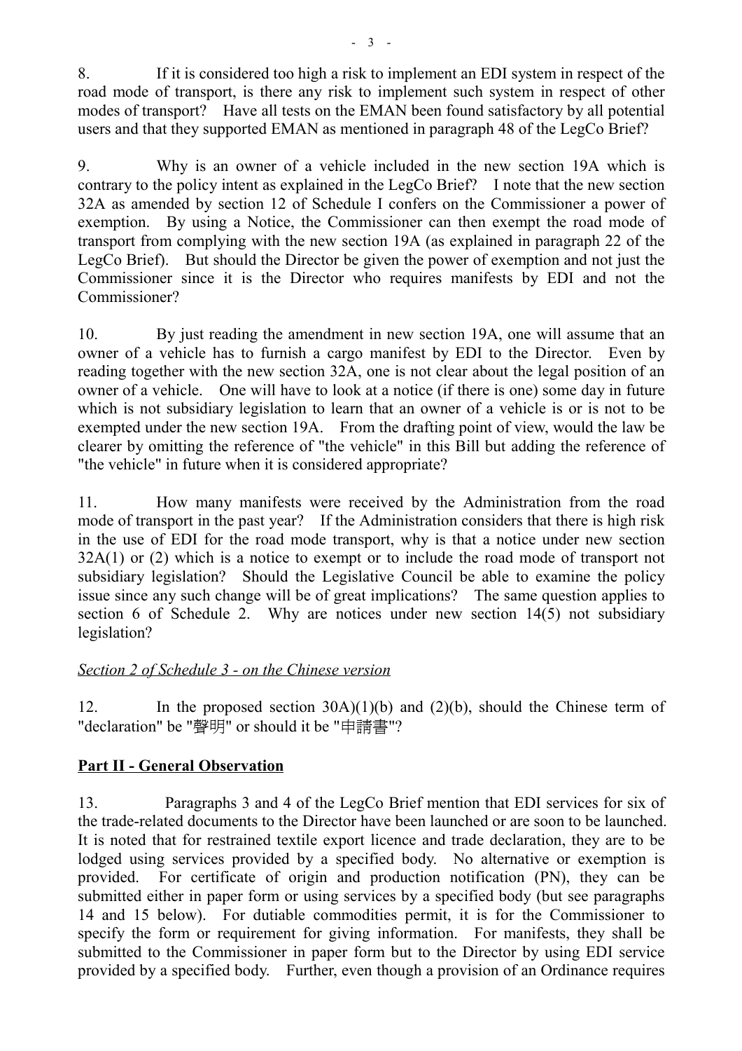8. If it is considered too high a risk to implement an EDI system in respect of the road mode of transport, is there any risk to implement such system in respect of other modes of transport? Have all tests on the EMAN been found satisfactory by all potential users and that they supported EMAN as mentioned in paragraph 48 of the LegCo Brief?

9. Why is an owner of a vehicle included in the new section 19A which is contrary to the policy intent as explained in the LegCo Brief? I note that the new section 32A as amended by section 12 of Schedule I confers on the Commissioner a power of exemption. By using a Notice, the Commissioner can then exempt the road mode of transport from complying with the new section 19A (as explained in paragraph 22 of the LegCo Brief). But should the Director be given the power of exemption and not just the Commissioner since it is the Director who requires manifests by EDI and not the Commissioner?

10. By just reading the amendment in new section 19A, one will assume that an owner of a vehicle has to furnish a cargo manifest by EDI to the Director. Even by reading together with the new section 32A, one is not clear about the legal position of an owner of a vehicle. One will have to look at a notice (if there is one) some day in future which is not subsidiary legislation to learn that an owner of a vehicle is or is not to be exempted under the new section 19A. From the drafting point of view, would the law be clearer by omitting the reference of "the vehicle" in this Bill but adding the reference of "the vehicle" in future when it is considered appropriate?

11. How many manifests were received by the Administration from the road mode of transport in the past year? If the Administration considers that there is high risk in the use of EDI for the road mode transport, why is that a notice under new section 32A(1) or (2) which is a notice to exempt or to include the road mode of transport not subsidiary legislation? Should the Legislative Council be able to examine the policy issue since any such change will be of great implications? The same question applies to section 6 of Schedule 2. Why are notices under new section 14(5) not subsidiary legislation?

*Section 2 of Schedule 3 - on the Chinese version*

12. In the proposed section 30A)(1)(b) and (2)(b), should the Chinese term of "declaration" be "聲明" or should it be "申請書"?

## Part II - General Observation

13. Paragraphs 3 and 4 of the LegCo Brief mention that EDI services for six of the trade-related documents to the Director have been launched or are soon to be launched. It is noted that for restrained textile export licence and trade declaration, they are to be lodged using services provided by a specified body. No alternative or exemption is provided. For certificate of origin and production notification (PN), they can be submitted either in paper form or using services by a specified body (but see paragraphs 14 and 15 below). For dutiable commodities permit, it is for the Commissioner to specify the form or requirement for giving information. For manifests, they shall be submitted to the Commissioner in paper form but to the Director by using EDI service provided by a specified body. Further, even though a provision of an Ordinance requires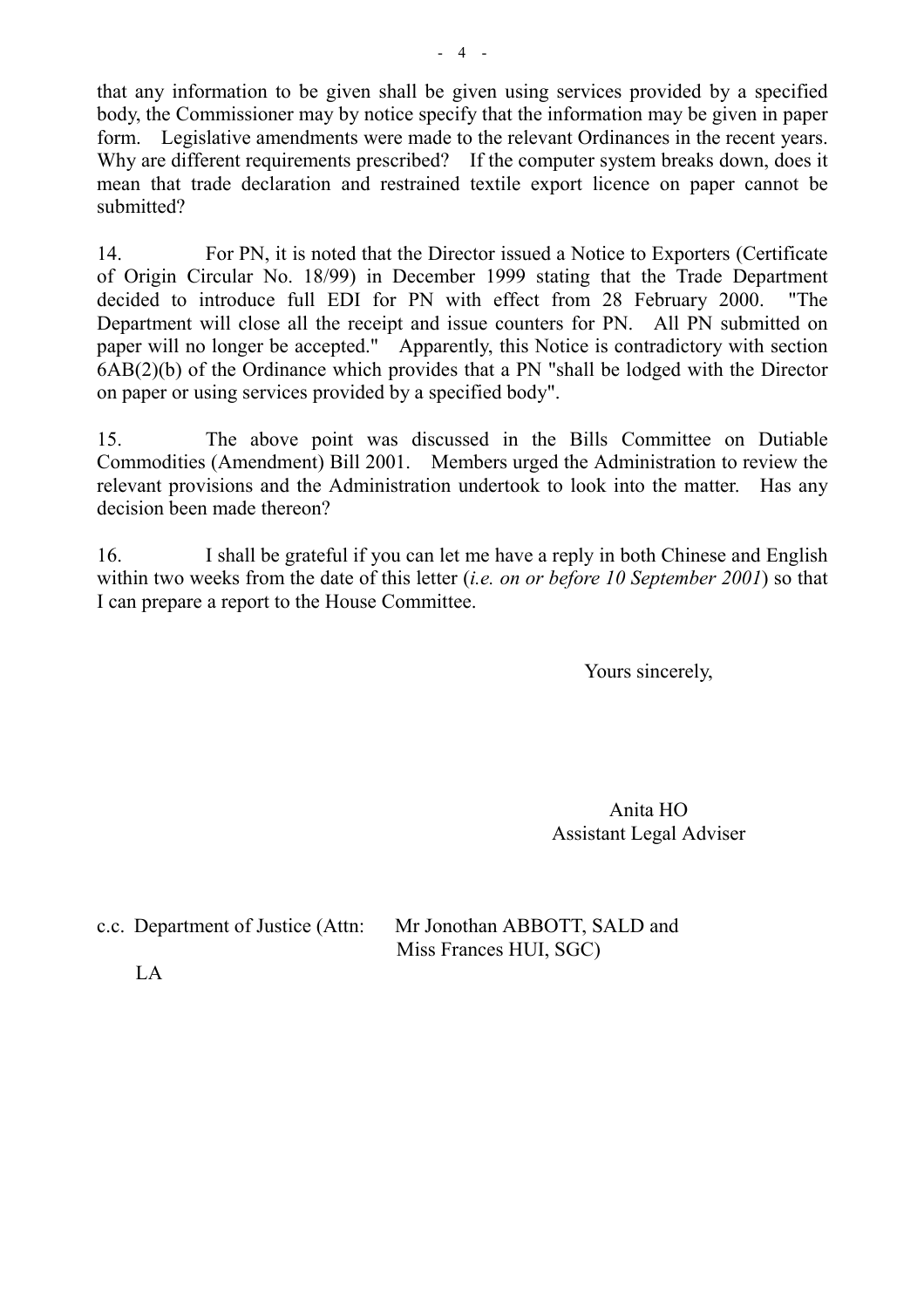that any information to be given shall be given using services provided by a specified body, the Commissioner may by notice specify that the information may be given in paper form. Legislative amendments were made to the relevant Ordinances in the recent years. Why are different requirements prescribed? If the computer system breaks down, does it mean that trade declaration and restrained textile export licence on paper cannot be submitted?

14. For PN, it is noted that the Director issued a Notice to Exporters (Certificate of Origin Circular No. 18/99) in December 1999 stating that the Trade Department decided to introduce full EDI for PN with effect from 28 February 2000. "The Department will close all the receipt and issue counters for PN. All PN submitted on paper will no longer be accepted." Apparently, this Notice is contradictory with section 6AB(2)(b) of the Ordinance which provides that a PN "shall be lodged with the Director on paper or using services provided by a specified body".

15. The above point was discussed in the Bills Committee on Dutiable Commodities (Amendment) Bill 2001. Members urged the Administration to review the relevant provisions and the Administration undertook to look into the matter. Has any decision been made thereon?

16. I shall be grateful if you can let me have a reply in both Chinese and English within two weeks from the date of this letter (*i.e. on or before 10 September 2001*) so that I can prepare a report to the House Committee.

Yours sincerely,

Anita HO
Assistant Legal Adviser

c.c. Department of Justice (Attn: Mr Jonothan ABBOTT, SALD and Miss Frances HUI, SGC)

LA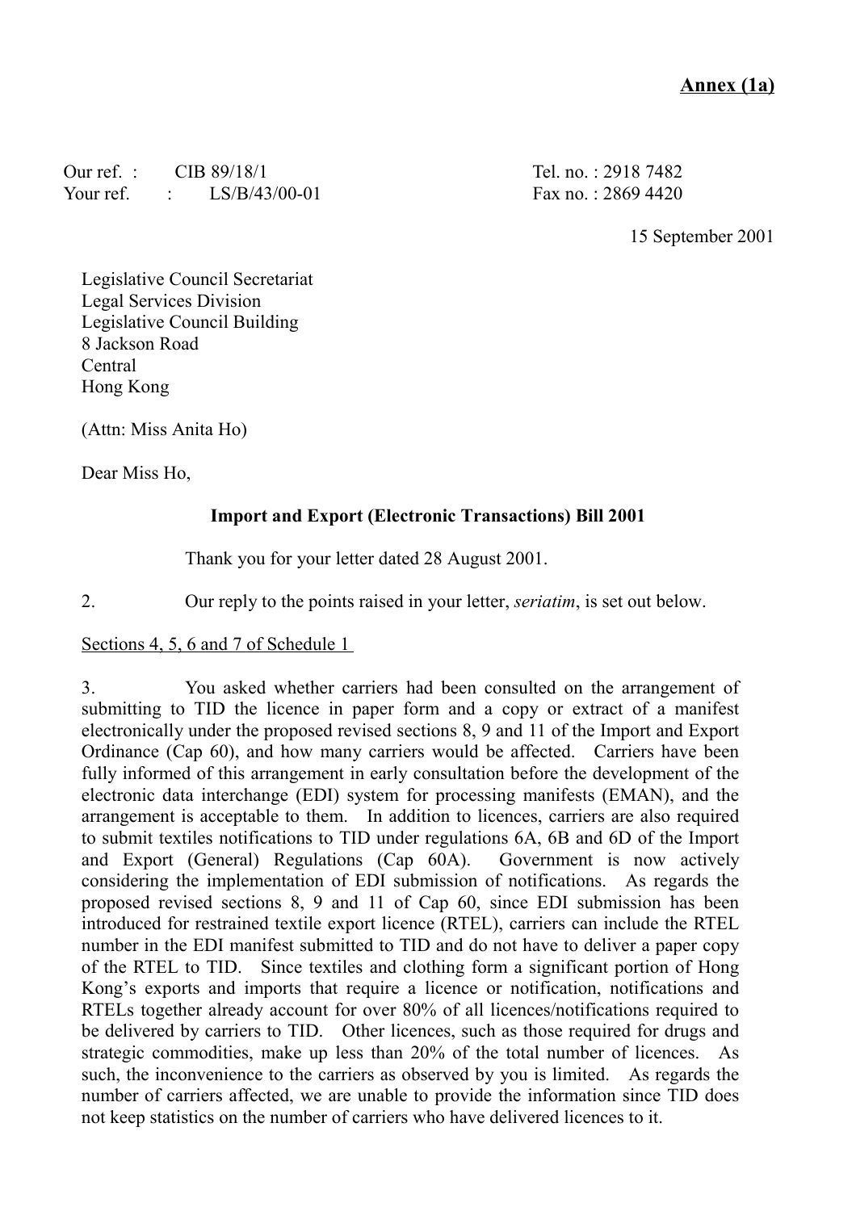**Annex (1a)**

Our ref. : CIB 89/18/1
Your ref. : LS/B/43/00-01

Tel. no. : 2918 7482
Fax no. : 2869 4420

15 September 2001

Legislative Council Secretariat
Legal Services Division
Legislative Council Building
8 Jackson Road
Central
Hong Kong

(Attn: Miss Anita Ho)

Dear Miss Ho,

**Import and Export (Electronic Transactions) Bill 2001**

Thank you for your letter dated 28 August 2001.

2. Our reply to the points raised in your letter, *seriatim*, is set out below.

Sections 4, 5, 6 and 7 of Schedule 1

3. You asked whether carriers had been consulted on the arrangement of submitting to TID the licence in paper form and a copy or extract of a manifest electronically under the proposed revised sections 8, 9 and 11 of the Import and Export Ordinance (Cap 60), and how many carriers would be affected. Carriers have been fully informed of this arrangement in early consultation before the development of the electronic data interchange (EDI) system for processing manifests (EMAN), and the arrangement is acceptable to them. In addition to licences, carriers are also required to submit textiles notifications to TID under regulations 6A, 6B and 6D of the Import and Export (General) Regulations (Cap 60A). Government is now actively considering the implementation of EDI submission of notifications. As regards the proposed revised sections 8, 9 and 11 of Cap 60, since EDI submission has been introduced for restrained textile export licence (RTEL), carriers can include the RTEL number in the EDI manifest submitted to TID and do not have to deliver a paper copy of the RTEL to TID. Since textiles and clothing form a significant portion of Hong Kong's exports and imports that require a licence or notification, notifications and RTELs together already account for over 80% of all licences/notifications required to be delivered by carriers to TID. Other licences, such as those required for drugs and strategic commodities, make up less than 20% of the total number of licences. As such, the inconvenience to the carriers as observed by you is limited. As regards the number of carriers affected, we are unable to provide the information since TID does not keep statistics on the number of carriers who have delivered licences to it.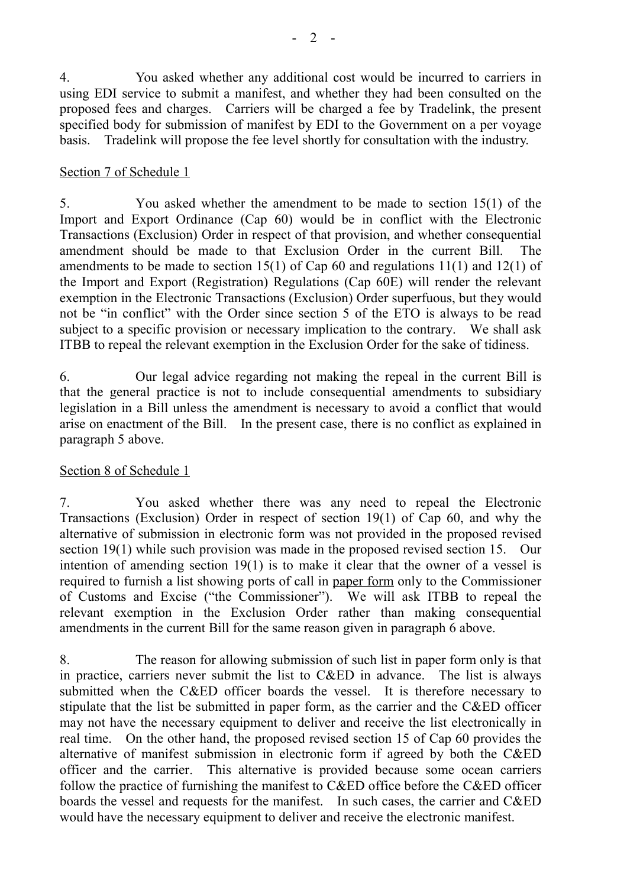4. You asked whether any additional cost would be incurred to carriers in using EDI service to submit a manifest, and whether they had been consulted on the proposed fees and charges. Carriers will be charged a fee by Tradelink, the present specified body for submission of manifest by EDI to the Government on a per voyage basis. Tradelink will propose the fee level shortly for consultation with the industry.

Section 7 of Schedule 1

5. You asked whether the amendment to be made to section 15(1) of the Import and Export Ordinance (Cap 60) would be in conflict with the Electronic Transactions (Exclusion) Order in respect of that provision, and whether consequential amendment should be made to that Exclusion Order in the current Bill. The amendments to be made to section 15(1) of Cap 60 and regulations 11(1) and 12(1) of the Import and Export (Registration) Regulations (Cap 60E) will render the relevant exemption in the Electronic Transactions (Exclusion) Order superfluous, but they would not be "in conflict" with the Order since section 5 of the ETO is always to be read subject to a specific provision or necessary implication to the contrary. We shall ask ITBB to repeal the relevant exemption in the Exclusion Order for the sake of tidiness.

6. Our legal advice regarding not making the repeal in the current Bill is that the general practice is not to include consequential amendments to subsidiary legislation in a Bill unless the amendment is necessary to avoid a conflict that would arise on enactment of the Bill. In the present case, there is no conflict as explained in paragraph 5 above.

Section 8 of Schedule 1

7. You asked whether there was any need to repeal the Electronic Transactions (Exclusion) Order in respect of section 19(1) of Cap 60, and why the alternative of submission in electronic form was not provided in the proposed revised section 19(1) while such provision was made in the proposed revised section 15. Our intention of amending section 19(1) is to make it clear that the owner of a vessel is required to furnish a list showing ports of call in paper form only to the Commissioner of Customs and Excise ("the Commissioner"). We will ask ITBB to repeal the relevant exemption in the Exclusion Order rather than making consequential amendments in the current Bill for the same reason given in paragraph 6 above.

8. The reason for allowing submission of such list in paper form only is that in practice, carriers never submit the list to C&ED in advance. The list is always submitted when the C&ED officer boards the vessel. It is therefore necessary to stipulate that the list be submitted in paper form, as the carrier and the C&ED officer may not have the necessary equipment to deliver and receive the list electronically in real time. On the other hand, the proposed revised section 15 of Cap 60 provides the alternative of manifest submission in electronic form if agreed by both the C&ED officer and the carrier. This alternative is provided because some ocean carriers follow the practice of furnishing the manifest to C&ED office before the C&ED officer boards the vessel and requests for the manifest. In such cases, the carrier and C&ED would have the necessary equipment to deliver and receive the electronic manifest.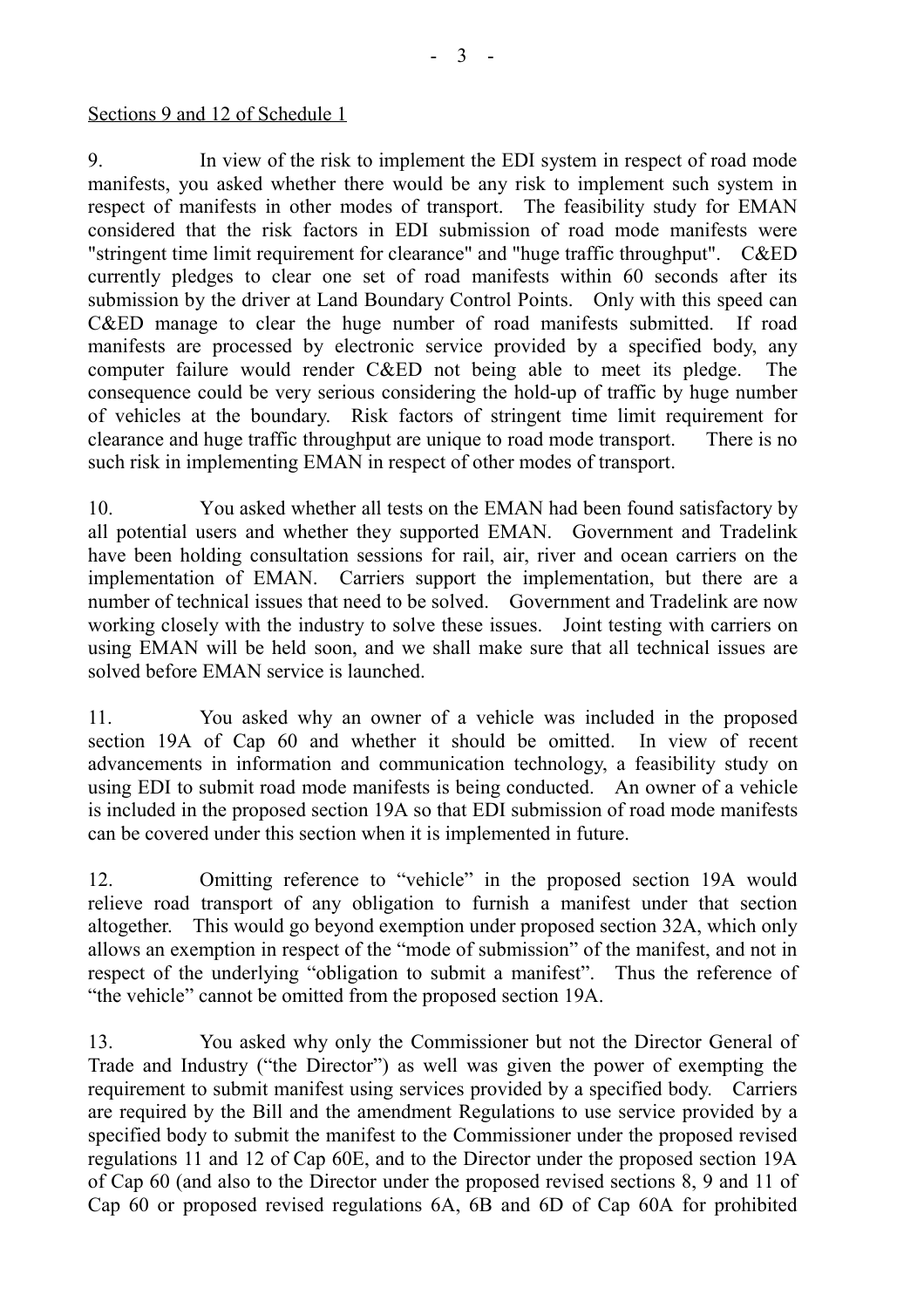Sections 9 and 12 of Schedule 1

9. In view of the risk to implement the EDI system in respect of road mode manifests, you asked whether there would be any risk to implement such system in respect of manifests in other modes of transport. The feasibility study for EMAN considered that the risk factors in EDI submission of road mode manifests were "stringent time limit requirement for clearance" and "huge traffic throughput". C&ED currently pledges to clear one set of road manifests within 60 seconds after its submission by the driver at Land Boundary Control Points. Only with this speed can C&ED manage to clear the huge number of road manifests submitted. If road manifests are processed by electronic service provided by a specified body, any computer failure would render C&ED not being able to meet its pledge. The consequence could be very serious considering the hold-up of traffic by huge number of vehicles at the boundary. Risk factors of stringent time limit requirement for clearance and huge traffic throughput are unique to road mode transport. There is no such risk in implementing EMAN in respect of other modes of transport.

10. You asked whether all tests on the EMAN had been found satisfactory by all potential users and whether they supported EMAN. Government and Tradelink have been holding consultation sessions for rail, air, river and ocean carriers on the implementation of EMAN. Carriers support the implementation, but there are a number of technical issues that need to be solved. Government and Tradelink are now working closely with the industry to solve these issues. Joint testing with carriers on using EMAN will be held soon, and we shall make sure that all technical issues are solved before EMAN service is launched.

11. You asked why an owner of a vehicle was included in the proposed section 19A of Cap 60 and whether it should be omitted. In view of recent advancements in information and communication technology, a feasibility study on using EDI to submit road mode manifests is being conducted. An owner of a vehicle is included in the proposed section 19A so that EDI submission of road mode manifests can be covered under this section when it is implemented in future.

12. Omitting reference to "vehicle" in the proposed section 19A would relieve road transport of any obligation to furnish a manifest under that section altogether. This would go beyond exemption under proposed section 32A, which only allows an exemption in respect of the "mode of submission" of the manifest, and not in respect of the underlying "obligation to submit a manifest". Thus the reference of "the vehicle" cannot be omitted from the proposed section 19A.

13. You asked why only the Commissioner but not the Director General of Trade and Industry ("the Director") as well was given the power of exempting the requirement to submit manifest using services provided by a specified body. Carriers are required by the Bill and the amendment Regulations to use service provided by a specified body to submit the manifest to the Commissioner under the proposed revised regulations 11 and 12 of Cap 60E, and to the Director under the proposed section 19A of Cap 60 (and also to the Director under the proposed revised sections 8, 9 and 11 of Cap 60 or proposed revised regulations 6A, 6B and 6D of Cap 60A for prohibited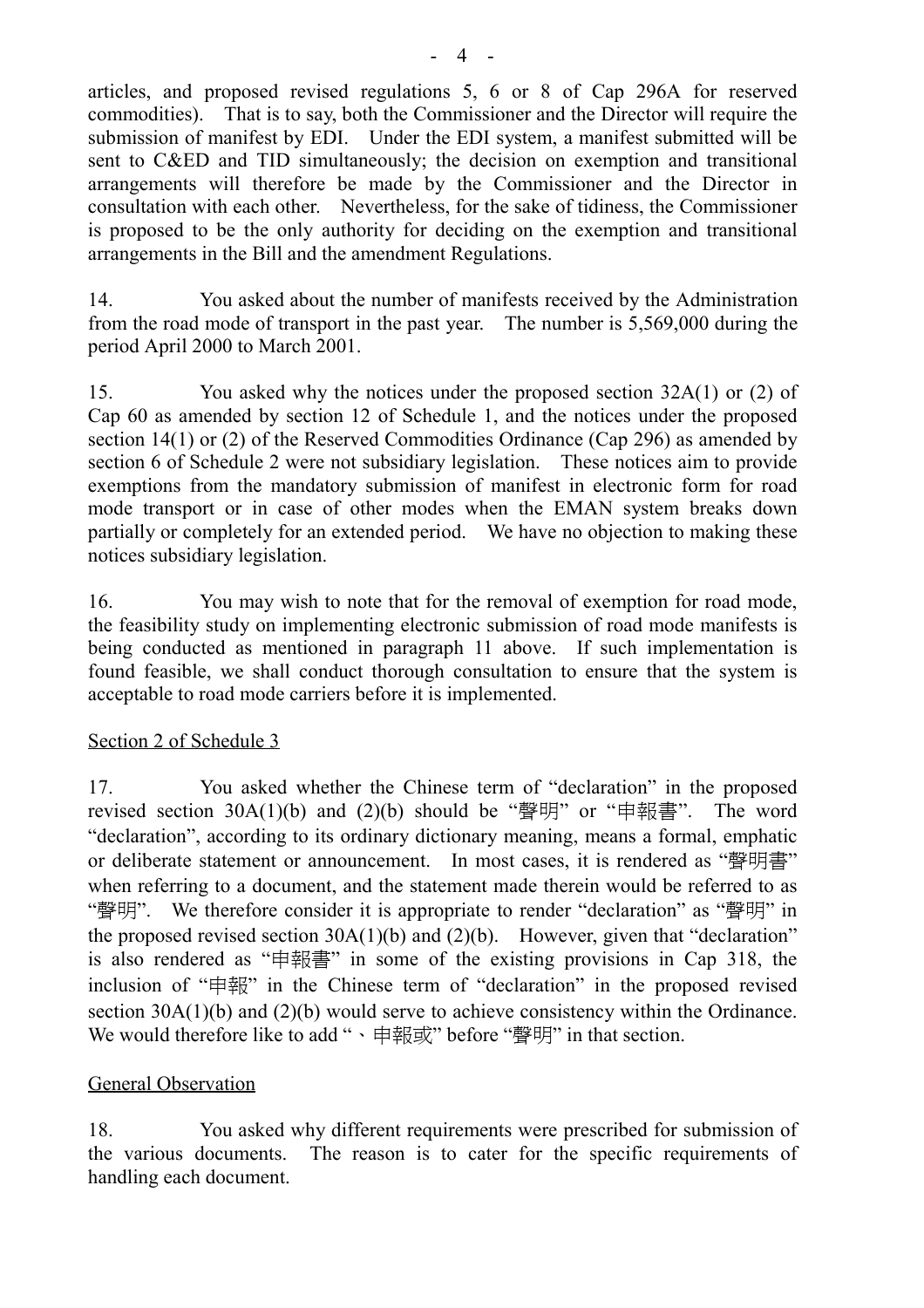articles, and proposed revised regulations 5, 6 or 8 of Cap 296A for reserved commodities). That is to say, both the Commissioner and the Director will require the submission of manifest by EDI. Under the EDI system, a manifest submitted will be sent to C&ED and TID simultaneously; the decision on exemption and transitional arrangements will therefore be made by the Commissioner and the Director in consultation with each other. Nevertheless, for the sake of tidiness, the Commissioner is proposed to be the only authority for deciding on the exemption and transitional arrangements in the Bill and the amendment Regulations.

14. You asked about the number of manifests received by the Administration from the road mode of transport in the past year. The number is 5,569,000 during the period April 2000 to March 2001.

15. You asked why the notices under the proposed section 32A(1) or (2) of Cap 60 as amended by section 12 of Schedule 1, and the notices under the proposed section 14(1) or (2) of the Reserved Commodities Ordinance (Cap 296) as amended by section 6 of Schedule 2 were not subsidiary legislation. These notices aim to provide exemptions from the mandatory submission of manifest in electronic form for road mode transport or in case of other modes when the EMAN system breaks down partially or completely for an extended period. We have no objection to making these notices subsidiary legislation.

16. You may wish to note that for the removal of exemption for road mode, the feasibility study on implementing electronic submission of road mode manifests is being conducted as mentioned in paragraph 11 above. If such implementation is found feasible, we shall conduct thorough consultation to ensure that the system is acceptable to road mode carriers before it is implemented.

Section 2 of Schedule 3

17. You asked whether the Chinese term of "declaration" in the proposed revised section 30A(1)(b) and (2)(b) should be "聲明" or "申報書". The word "declaration", according to its ordinary dictionary meaning, means a formal, emphatic or deliberate statement or announcement. In most cases, it is rendered as "聲明書" when referring to a document, and the statement made therein would be referred to as "聲明". We therefore consider it is appropriate to render "declaration" as "聲明" in the proposed revised section 30A(1)(b) and (2)(b). However, given that "declaration" is also rendered as "申報書" in some of the existing provisions in Cap 318, the inclusion of "申報" in the Chinese term of "declaration" in the proposed revised section 30A(1)(b) and (2)(b) would serve to achieve consistency within the Ordinance. We would therefore like to add "、申報或" before "聲明" in that section.

General Observation

18. You asked why different requirements were prescribed for submission of the various documents. The reason is to cater for the specific requirements of handling each document.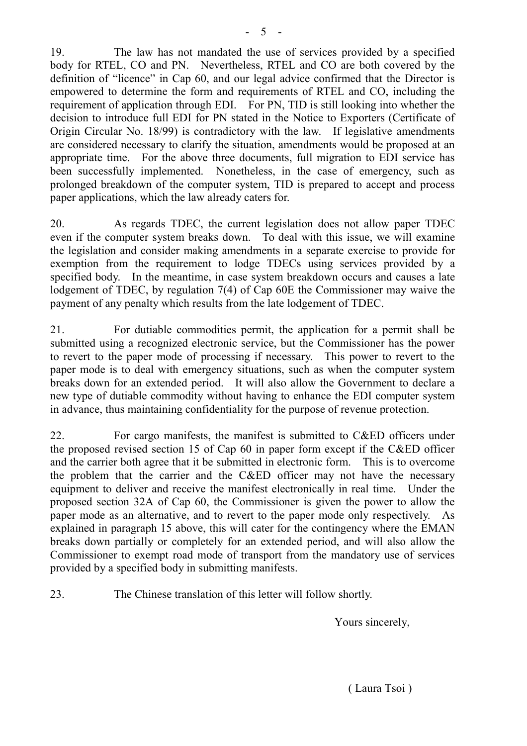19. The law has not mandated the use of services provided by a specified body for RTEL, CO and PN. Nevertheless, RTEL and CO are both covered by the definition of "licence" in Cap 60, and our legal advice confirmed that the Director is empowered to determine the form and requirements of RTEL and CO, including the requirement of application through EDI. For PN, TID is still looking into whether the decision to introduce full EDI for PN stated in the Notice to Exporters (Certificate of Origin Circular No. 18/99) is contradictory with the law. If legislative amendments are considered necessary to clarify the situation, amendments would be proposed at an appropriate time. For the above three documents, full migration to EDI service has been successfully implemented. Nonetheless, in the case of emergency, such as prolonged breakdown of the computer system, TID is prepared to accept and process paper applications, which the law already caters for.

20. As regards TDEC, the current legislation does not allow paper TDEC even if the computer system breaks down. To deal with this issue, we will examine the legislation and consider making amendments in a separate exercise to provide for exemption from the requirement to lodge TDECs using services provided by a specified body. In the meantime, in case system breakdown occurs and causes a late lodgement of TDEC, by regulation 7(4) of Cap 60E the Commissioner may waive the payment of any penalty which results from the late lodgement of TDEC.

21. For dutiable commodities permit, the application for a permit shall be submitted using a recognized electronic service, but the Commissioner has the power to revert to the paper mode of processing if necessary. This power to revert to the paper mode is to deal with emergency situations, such as when the computer system breaks down for an extended period. It will also allow the Government to declare a new type of dutiable commodity without having to enhance the EDI computer system in advance, thus maintaining confidentiality for the purpose of revenue protection.

22. For cargo manifests, the manifest is submitted to C&ED officers under the proposed revised section 15 of Cap 60 in paper form except if the C&ED officer and the carrier both agree that it be submitted in electronic form. This is to overcome the problem that the carrier and the C&ED officer may not have the necessary equipment to deliver and receive the manifest electronically in real time. Under the proposed section 32A of Cap 60, the Commissioner is given the power to allow the paper mode as an alternative, and to revert to the paper mode only respectively. As explained in paragraph 15 above, this will cater for the contingency where the EMAN breaks down partially or completely for an extended period, and will also allow the Commissioner to exempt road mode of transport from the mandatory use of services provided by a specified body in submitting manifests.

23. The Chinese translation of this letter will follow shortly.

Yours sincerely,

( Laura Tsoi )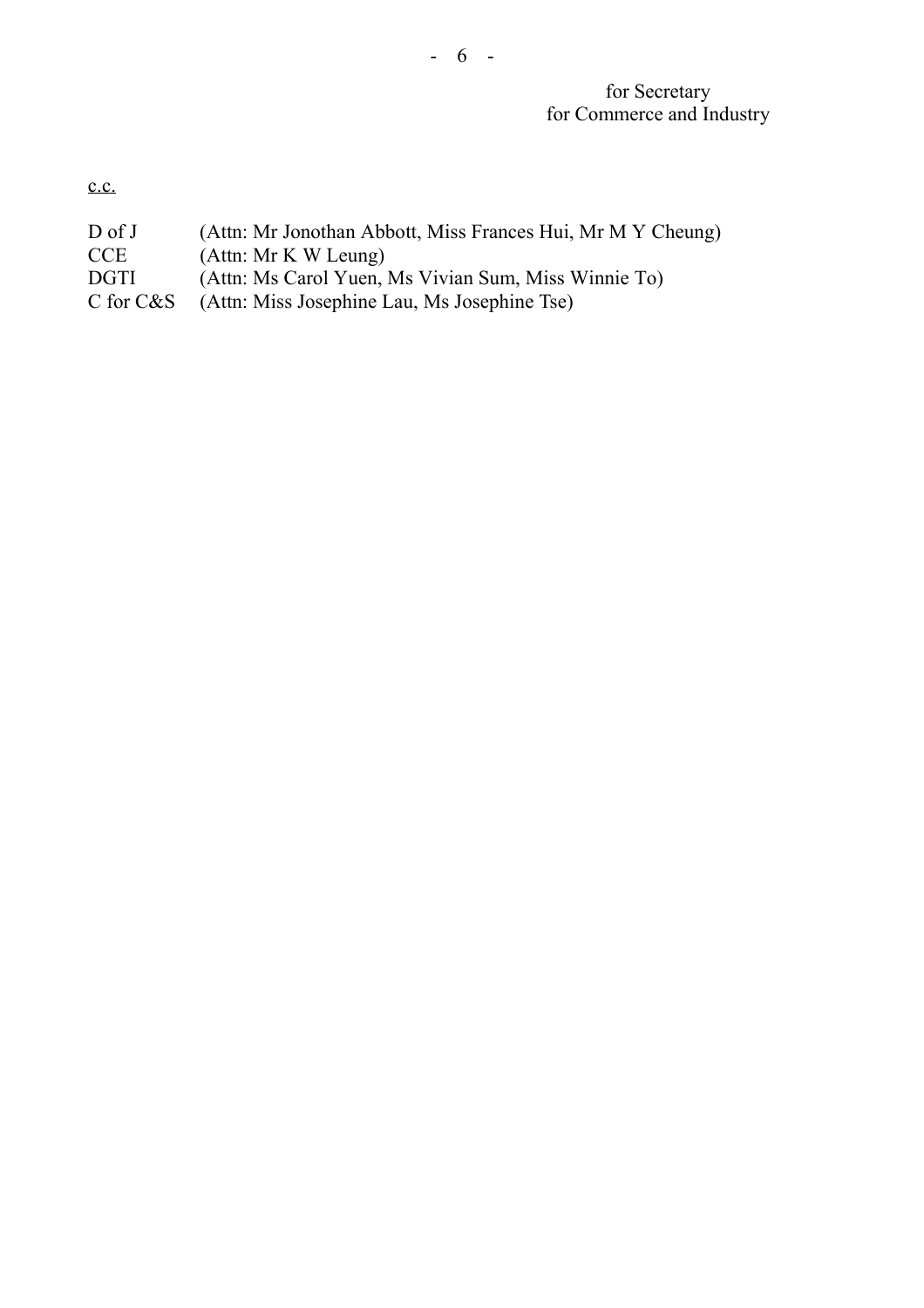for Secretary
for Commerce and Industry

<u>c.c.</u>

| | |
|---|---|
| D of J | (Attn: Mr Jonothan Abbott, Miss Frances Hui, Mr M Y Cheung) |
| CCE | (Attn: Mr K W Leung) |
| DGTI | (Attn: Ms Carol Yuen, Ms Vivian Sum, Miss Winnie To) |
| C for C&S | (Attn: Miss Josephine Lau, Ms Josephine Tse) |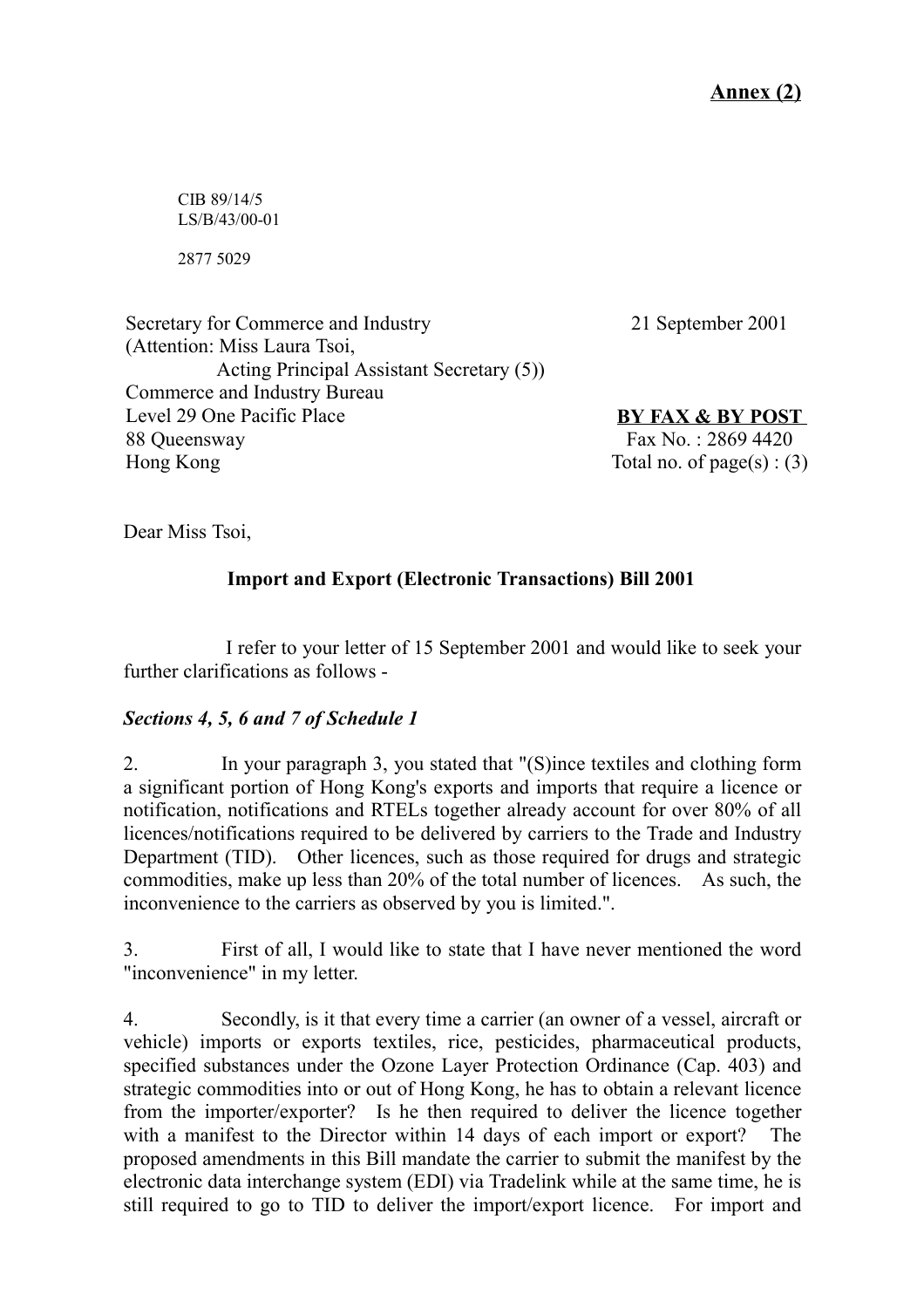**Annex (2)**

CIB 89/14/5
LS/B/43/00-01

2877 5029

Secretary for Commerce and Industry
(Attention: Miss Laura Tsoi,
Acting Principal Assistant Secretary (5))
Commerce and Industry Bureau
Level 29 One Pacific Place
88 Queensway
Hong Kong

21 September 2001

**BY FAX & BY POST**
Fax No. : 2869 4420
Total no. of page(s) : (3)

Dear Miss Tsoi,

**Import and Export (Electronic Transactions) Bill 2001**

I refer to your letter of 15 September 2001 and would like to seek your further clarifications as follows -

***Sections 4, 5, 6 and 7 of Schedule 1***

2. In your paragraph 3, you stated that "(S)ince textiles and clothing form a significant portion of Hong Kong's exports and imports that require a licence or notification, notifications and RTELs together already account for over 80% of all licences/notifications required to be delivered by carriers to the Trade and Industry Department (TID). Other licences, such as those required for drugs and strategic commodities, make up less than 20% of the total number of licences. As such, the inconvenience to the carriers as observed by you is limited.".

3. First of all, I would like to state that I have never mentioned the word "inconvenience" in my letter.

4. Secondly, is it that every time a carrier (an owner of a vessel, aircraft or vehicle) imports or exports textiles, rice, pesticides, pharmaceutical products, specified substances under the Ozone Layer Protection Ordinance (Cap. 403) and strategic commodities into or out of Hong Kong, he has to obtain a relevant licence from the importer/exporter? Is he then required to deliver the licence together with a manifest to the Director within 14 days of each import or export? The proposed amendments in this Bill mandate the carrier to submit the manifest by the electronic data interchange system (EDI) via Tradelink while at the same time, he is still required to go to TID to deliver the import/export licence. For import and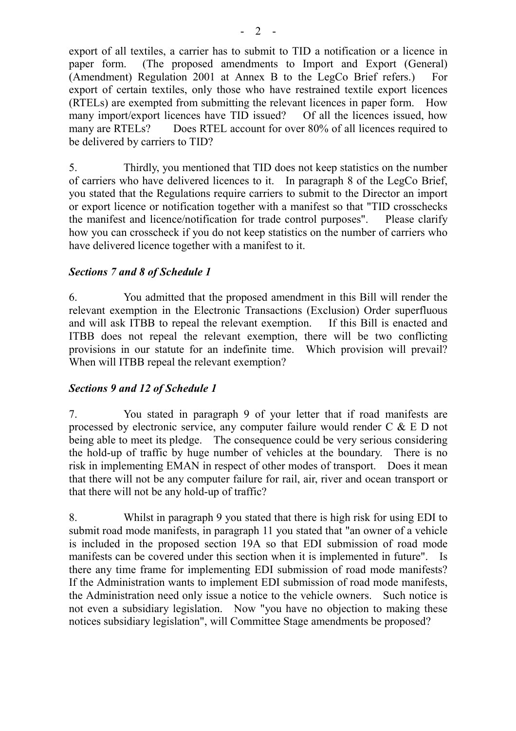export of all textiles, a carrier has to submit to TID a notification or a licence in paper form. (The proposed amendments to Import and Export (General) (Amendment) Regulation 2001 at Annex B to the LegCo Brief refers.) For export of certain textiles, only those who have restrained textile export licences (RTELs) are exempted from submitting the relevant licences in paper form. How many import/export licences have TID issued? Of all the licences issued, how many are RTELs? Does RTEL account for over 80% of all licences required to be delivered by carriers to TID?

5. Thirdly, you mentioned that TID does not keep statistics on the number of carriers who have delivered licences to it. In paragraph 8 of the LegCo Brief, you stated that the Regulations require carriers to submit to the Director an import or export licence or notification together with a manifest so that "TID crosschecks the manifest and licence/notification for trade control purposes". Please clarify how you can crosscheck if you do not keep statistics on the number of carriers who have delivered licence together with a manifest to it.

### *Sections 7 and 8 of Schedule 1*

6. You admitted that the proposed amendment in this Bill will render the relevant exemption in the Electronic Transactions (Exclusion) Order superfluous and will ask ITBB to repeal the relevant exemption. If this Bill is enacted and ITBB does not repeal the relevant exemption, there will be two conflicting provisions in our statute for an indefinite time. Which provision will prevail? When will ITBB repeal the relevant exemption?

### *Sections 9 and 12 of Schedule 1*

7. You stated in paragraph 9 of your letter that if road manifests are processed by electronic service, any computer failure would render C & E D not being able to meet its pledge. The consequence could be very serious considering the hold-up of traffic by huge number of vehicles at the boundary. There is no risk in implementing EMAN in respect of other modes of transport. Does it mean that there will not be any computer failure for rail, air, river and ocean transport or that there will not be any hold-up of traffic?

8. Whilst in paragraph 9 you stated that there is high risk for using EDI to submit road mode manifests, in paragraph 11 you stated that "an owner of a vehicle is included in the proposed section 19A so that EDI submission of road mode manifests can be covered under this section when it is implemented in future". Is there any time frame for implementing EDI submission of road mode manifests? If the Administration wants to implement EDI submission of road mode manifests, the Administration need only issue a notice to the vehicle owners. Such notice is not even a subsidiary legislation. Now "you have no objection to making these notices subsidiary legislation", will Committee Stage amendments be proposed?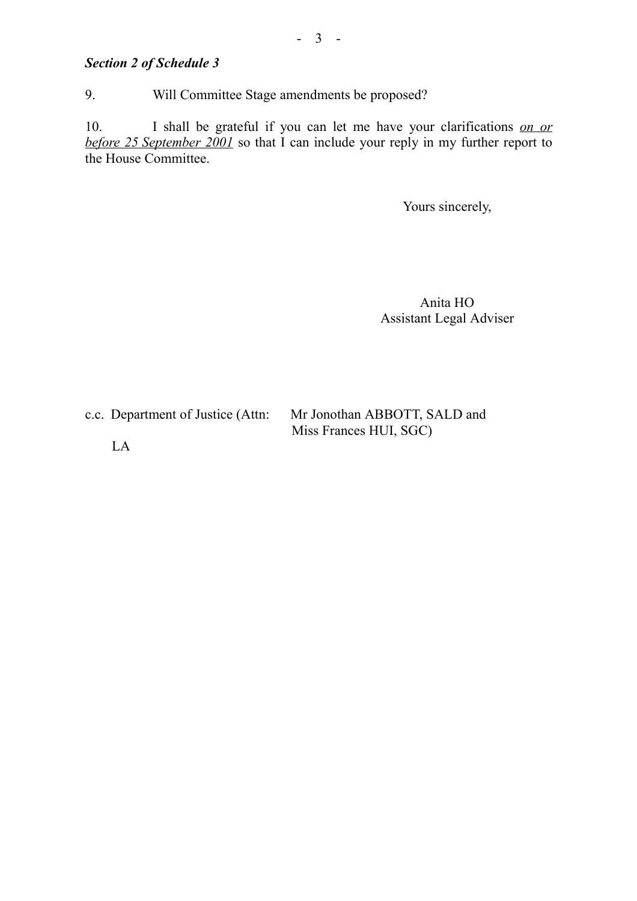***Section 2 of Schedule 3***

9. Will Committee Stage amendments be proposed?

10. I shall be grateful if you can let me have your clarifications *on or before 25 September 2001* so that I can include your reply in my further report to the House Committee.

Yours sincerely,

Anita HO
Assistant Legal Adviser

c.c. Department of Justice (Attn: Mr Jonothan ABBOTT, SALD and Miss Frances HUI, SGC)

LA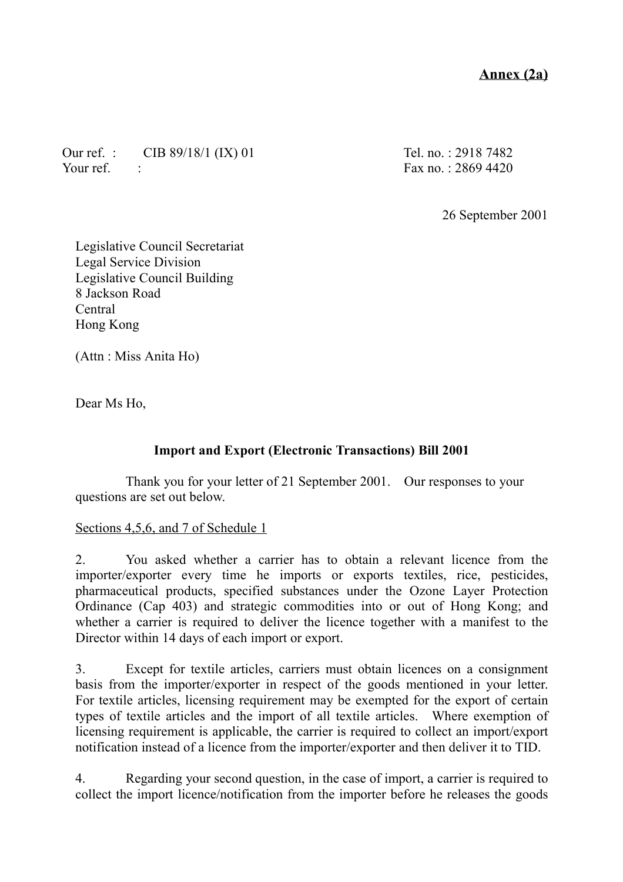**Annex (2a)**

Our ref. : CIB 89/18/1 (IX) 01
Your ref. :

Tel. no. : 2918 7482
Fax no. : 2869 4420

26 September 2001

Legislative Council Secretariat
Legal Service Division
Legislative Council Building
8 Jackson Road
Central
Hong Kong

(Attn : Miss Anita Ho)

Dear Ms Ho,

**Import and Export (Electronic Transactions) Bill 2001**

Thank you for your letter of 21 September 2001. Our responses to your questions are set out below.

Sections 4,5,6, and 7 of Schedule 1

2. You asked whether a carrier has to obtain a relevant licence from the importer/exporter every time he imports or exports textiles, rice, pesticides, pharmaceutical products, specified substances under the Ozone Layer Protection Ordinance (Cap 403) and strategic commodities into or out of Hong Kong; and whether a carrier is required to deliver the licence together with a manifest to the Director within 14 days of each import or export.

3. Except for textile articles, carriers must obtain licences on a consignment basis from the importer/exporter in respect of the goods mentioned in your letter. For textile articles, licensing requirement may be exempted for the export of certain types of textile articles and the import of all textile articles. Where exemption of licensing requirement is applicable, the carrier is required to collect an import/export notification instead of a licence from the importer/exporter and then deliver it to TID.

4. Regarding your second question, in the case of import, a carrier is required to collect the import licence/notification from the importer before he releases the goods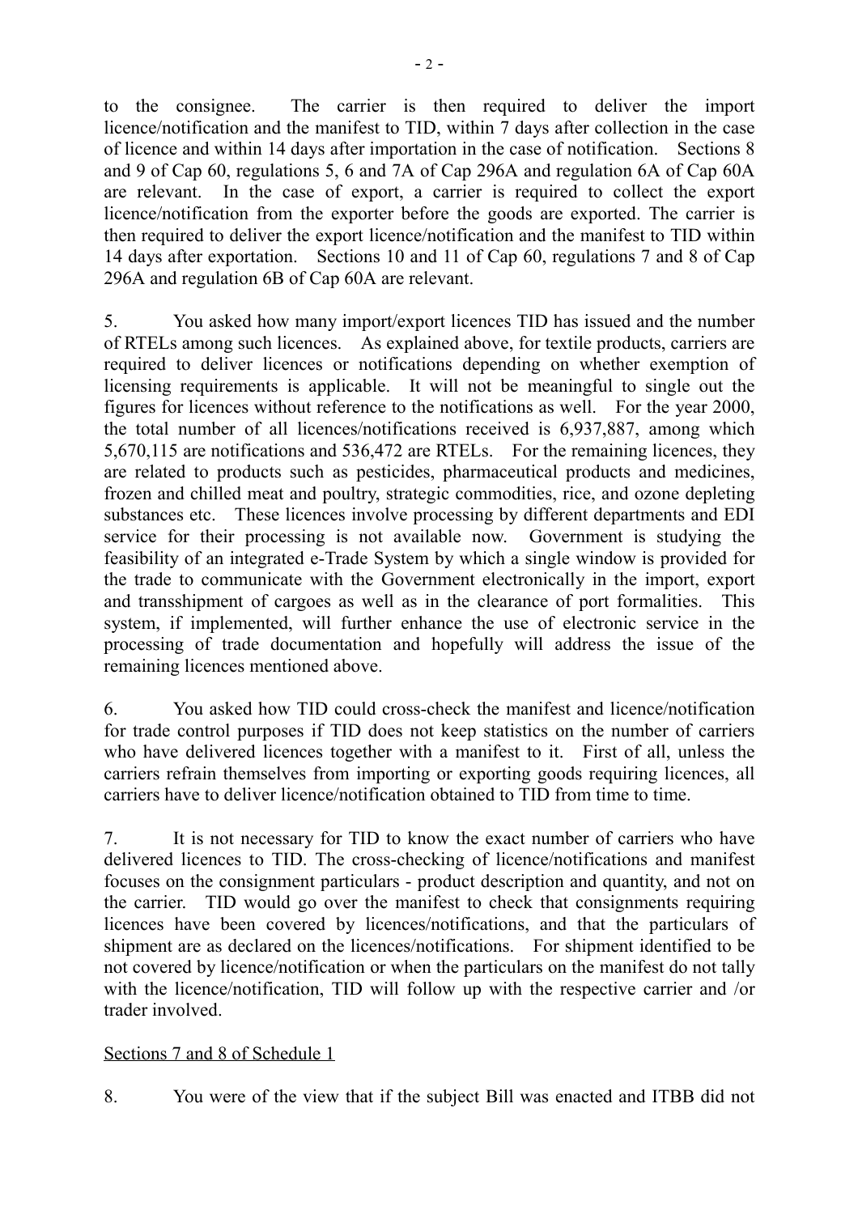to the consignee. The carrier is then required to deliver the import licence/notification and the manifest to TID, within 7 days after collection in the case of licence and within 14 days after importation in the case of notification. Sections 8 and 9 of Cap 60, regulations 5, 6 and 7A of Cap 296A and regulation 6A of Cap 60A are relevant. In the case of export, a carrier is required to collect the export licence/notification from the exporter before the goods are exported. The carrier is then required to deliver the export licence/notification and the manifest to TID within 14 days after exportation. Sections 10 and 11 of Cap 60, regulations 7 and 8 of Cap 296A and regulation 6B of Cap 60A are relevant.

5. You asked how many import/export licences TID has issued and the number of RTELs among such licences. As explained above, for textile products, carriers are required to deliver licences or notifications depending on whether exemption of licensing requirements is applicable. It will not be meaningful to single out the figures for licences without reference to the notifications as well. For the year 2000, the total number of all licences/notifications received is 6,937,887, among which 5,670,115 are notifications and 536,472 are RTELs. For the remaining licences, they are related to products such as pesticides, pharmaceutical products and medicines, frozen and chilled meat and poultry, strategic commodities, rice, and ozone depleting substances etc. These licences involve processing by different departments and EDI service for their processing is not available now. Government is studying the feasibility of an integrated e-Trade System by which a single window is provided for the trade to communicate with the Government electronically in the import, export and transshipment of cargoes as well as in the clearance of port formalities. This system, if implemented, will further enhance the use of electronic service in the processing of trade documentation and hopefully will address the issue of the remaining licences mentioned above.

6. You asked how TID could cross-check the manifest and licence/notification for trade control purposes if TID does not keep statistics on the number of carriers who have delivered licences together with a manifest to it. First of all, unless the carriers refrain themselves from importing or exporting goods requiring licences, all carriers have to deliver licence/notification obtained to TID from time to time.

7. It is not necessary for TID to know the exact number of carriers who have delivered licences to TID. The cross-checking of licence/notifications and manifest focuses on the consignment particulars - product description and quantity, and not on the carrier. TID would go over the manifest to check that consignments requiring licences have been covered by licences/notifications, and that the particulars of shipment are as declared on the licences/notifications. For shipment identified to be not covered by licence/notification or when the particulars on the manifest do not tally with the licence/notification, TID will follow up with the respective carrier and /or trader involved.

<u>Sections 7 and 8 of Schedule 1</u>

8. You were of the view that if the subject Bill was enacted and ITBB did not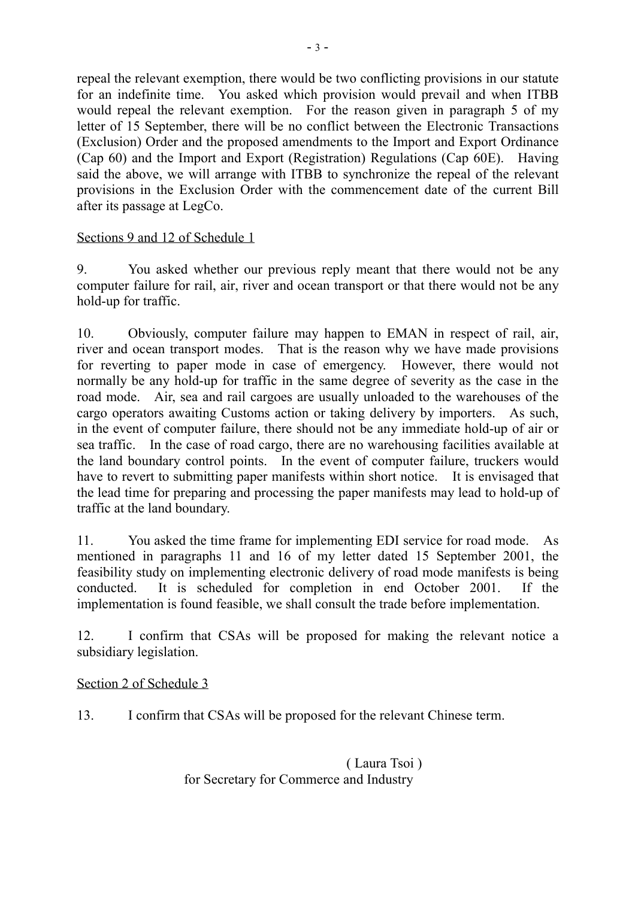repeal the relevant exemption, there would be two conflicting provisions in our statute for an indefinite time. You asked which provision would prevail and when ITBB would repeal the relevant exemption. For the reason given in paragraph 5 of my letter of 15 September, there will be no conflict between the Electronic Transactions (Exclusion) Order and the proposed amendments to the Import and Export Ordinance (Cap 60) and the Import and Export (Registration) Regulations (Cap 60E). Having said the above, we will arrange with ITBB to synchronize the repeal of the relevant provisions in the Exclusion Order with the commencement date of the current Bill after its passage at LegCo.

Sections 9 and 12 of Schedule 1

9. You asked whether our previous reply meant that there would not be any computer failure for rail, air, river and ocean transport or that there would not be any hold-up for traffic.

10. Obviously, computer failure may happen to EMAN in respect of rail, air, river and ocean transport modes. That is the reason why we have made provisions for reverting to paper mode in case of emergency. However, there would not normally be any hold-up for traffic in the same degree of severity as the case in the road mode. Air, sea and rail cargoes are usually unloaded to the warehouses of the cargo operators awaiting Customs action or taking delivery by importers. As such, in the event of computer failure, there should not be any immediate hold-up of air or sea traffic. In the case of road cargo, there are no warehousing facilities available at the land boundary control points. In the event of computer failure, truckers would have to revert to submitting paper manifests within short notice. It is envisaged that the lead time for preparing and processing the paper manifests may lead to hold-up of traffic at the land boundary.

11. You asked the time frame for implementing EDI service for road mode. As mentioned in paragraphs 11 and 16 of my letter dated 15 September 2001, the feasibility study on implementing electronic delivery of road mode manifests is being conducted. It is scheduled for completion in end October 2001. If the implementation is found feasible, we shall consult the trade before implementation.

12. I confirm that CSAs will be proposed for making the relevant notice a subsidiary legislation.

Section 2 of Schedule 3

13. I confirm that CSAs will be proposed for the relevant Chinese term.

( Laura Tsoi )
for Secretary for Commerce and Industry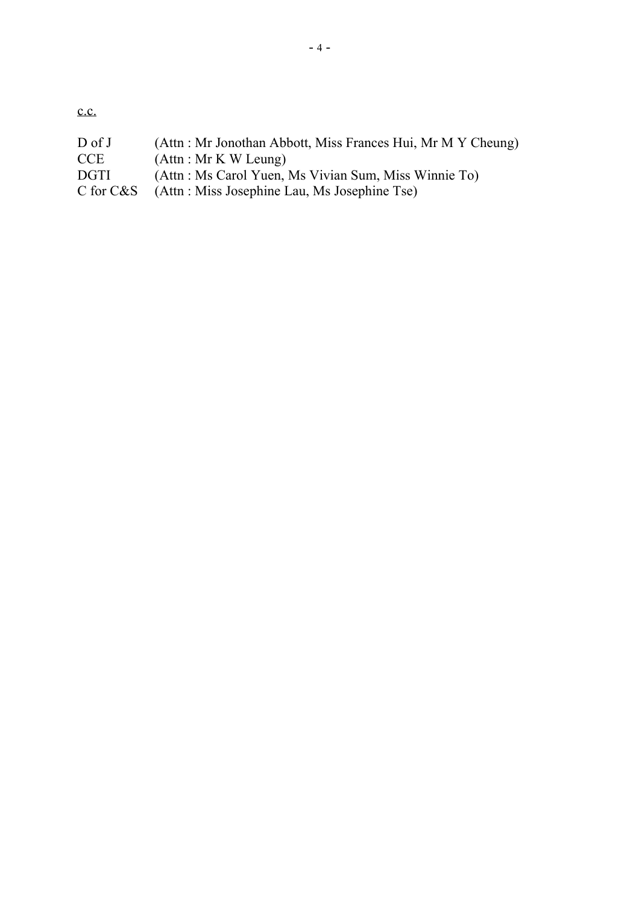c.c.

| | |
|---|---|
| D of J | (Attn : Mr Jonothan Abbott, Miss Frances Hui, Mr M Y Cheung) |
| CCE | (Attn : Mr K W Leung) |
| DGTI | (Attn : Ms Carol Yuen, Ms Vivian Sum, Miss Winnie To) |
| C for C&S | (Attn : Miss Josephine Lau, Ms Josephine Tse) |